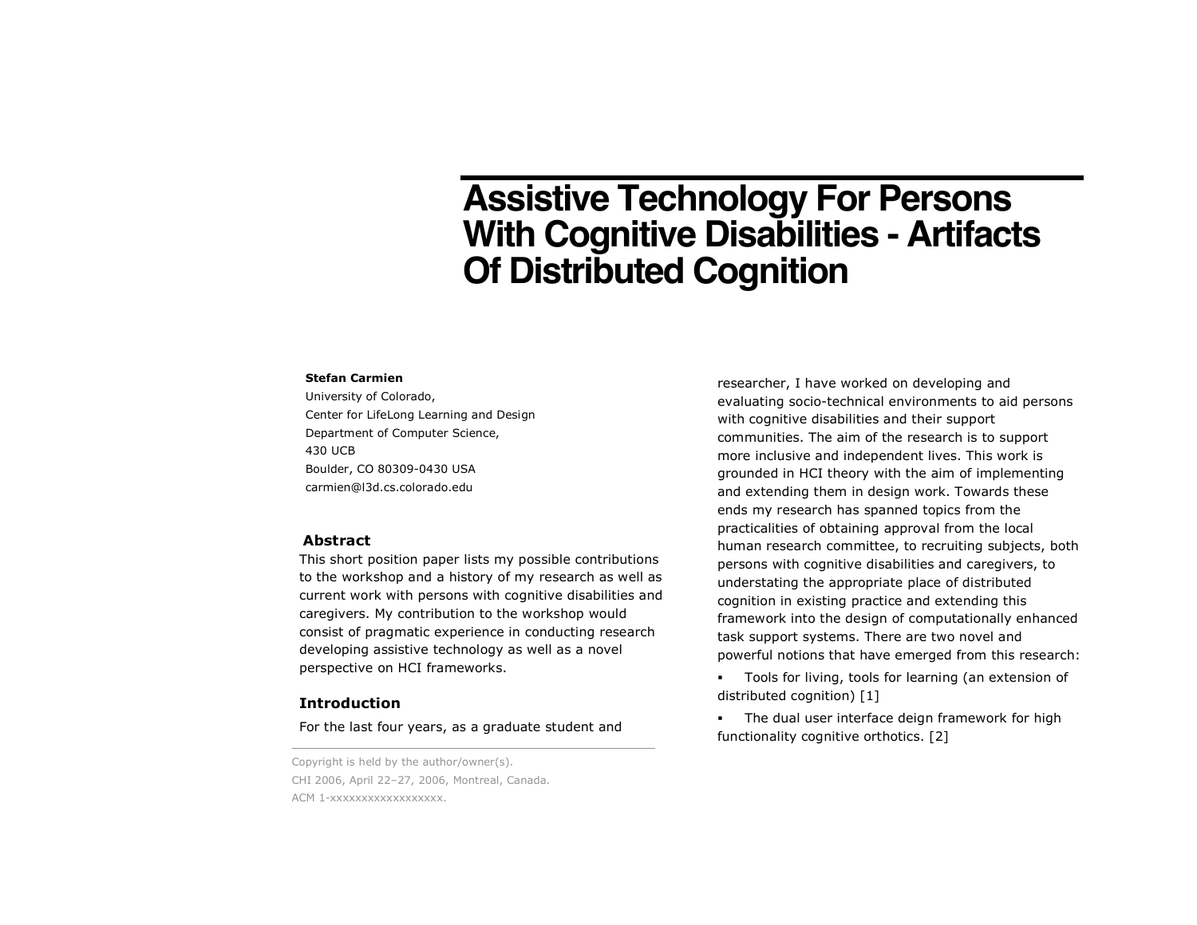# Assistive Technology For Persons With Cognitive Disabilities - Artifacts Of Distributed Cognition

**Stefan Carmien**
University of Colorado,
Center for LifeLong Learning and Design
Department of Computer Science,
430 UCB
Boulder, CO 80309-0430 USA
carmien@l3d.cs.colorado.edu

## Abstract

This short position paper lists my possible contributions to the workshop and a history of my research as well as current work with persons with cognitive disabilities and caregivers. My contribution to the workshop would consist of pragmatic experience in conducting research developing assistive technology as well as a novel perspective on HCI frameworks.

## Introduction

For the last four years, as a graduate student and researcher, I have worked on developing and evaluating socio-technical environments to aid persons with cognitive disabilities and their support communities. The aim of the research is to support more inclusive and independent lives. This work is grounded in HCI theory with the aim of implementing and extending them in design work. Towards these ends my research has spanned topics from the practicalities of obtaining approval from the local human research committee, to recruiting subjects, both persons with cognitive disabilities and caregivers, to understating the appropriate place of distributed cognition in existing practice and extending this framework into the design of computationally enhanced task support systems. There are two novel and powerful notions that have emerged from this research:

- Tools for living, tools for learning (an extension of distributed cognition) [1]
- The dual user interface deign framework for high functionality cognitive orthotics. [2]

Copyright is held by the author/owner(s).
CHI 2006, April 22–27, 2006, Montreal, Canada.
ACM 1-xxxxxxxxxxxxxxxxxx.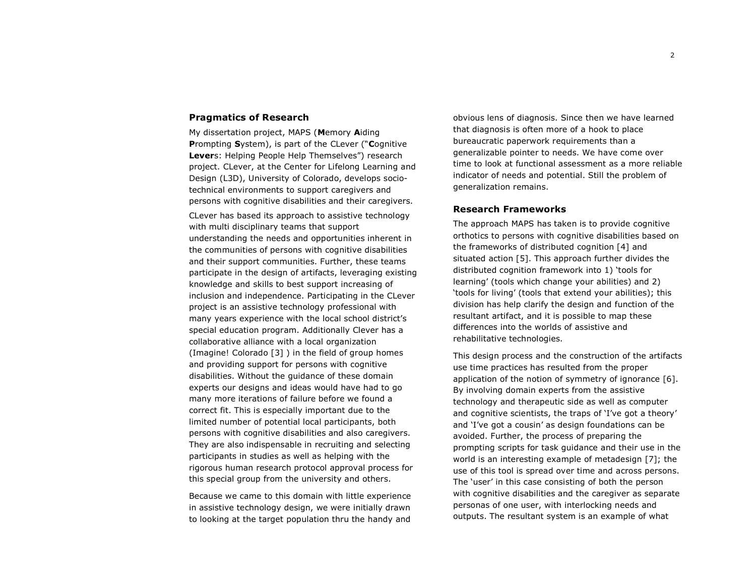## Pragmatics of Research

My dissertation project, MAPS (**M**emory **A**iding **P**rompting **S**ystem), is part of the CLever ("**C**ognitive **Lever**s: Helping People Help Themselves") research project. CLever, at the Center for Lifelong Learning and Design (L3D), University of Colorado, develops socio-technical environments to support caregivers and persons with cognitive disabilities and their caregivers.

CLever has based its approach to assistive technology with multi disciplinary teams that support understanding the needs and opportunities inherent in the communities of persons with cognitive disabilities and their support communities. Further, these teams participate in the design of artifacts, leveraging existing knowledge and skills to best support increasing of inclusion and independence. Participating in the CLever project is an assistive technology professional with many years experience with the local school district's special education program. Additionally Clever has a collaborative alliance with a local organization (Imagine! Colorado [3] ) in the field of group homes and providing support for persons with cognitive disabilities. Without the guidance of these domain experts our designs and ideas would have had to go many more iterations of failure before we found a correct fit. This is especially important due to the limited number of potential local participants, both persons with cognitive disabilities and also caregivers. They are also indispensable in recruiting and selecting participants in studies as well as helping with the rigorous human research protocol approval process for this special group from the university and others.

Because we came to this domain with little experience in assistive technology design, we were initially drawn to looking at the target population thru the handy and obvious lens of diagnosis. Since then we have learned that diagnosis is often more of a hook to place bureaucratic paperwork requirements than a generalizable pointer to needs. We have come over time to look at functional assessment as a more reliable indicator of needs and potential. Still the problem of generalization remains.

## Research Frameworks

The approach MAPS has taken is to provide cognitive orthotics to persons with cognitive disabilities based on the frameworks of distributed cognition [4] and situated action [5]. This approach further divides the distributed cognition framework into 1) 'tools for learning' (tools which change your abilities) and 2) 'tools for living' (tools that extend your abilities); this division has help clarify the design and function of the resultant artifact, and it is possible to map these differences into the worlds of assistive and rehabilitative technologies.

This design process and the construction of the artifacts use time practices has resulted from the proper application of the notion of symmetry of ignorance [6]. By involving domain experts from the assistive technology and therapeutic side as well as computer and cognitive scientists, the traps of 'I've got a theory' and 'I've got a cousin' as design foundations can be avoided. Further, the process of preparing the prompting scripts for task guidance and their use in the world is an interesting example of metadesign [7]; the use of this tool is spread over time and across persons. The 'user' in this case consisting of both the person with cognitive disabilities and the caregiver as separate personas of one user, with interlocking needs and outputs. The resultant system is an example of what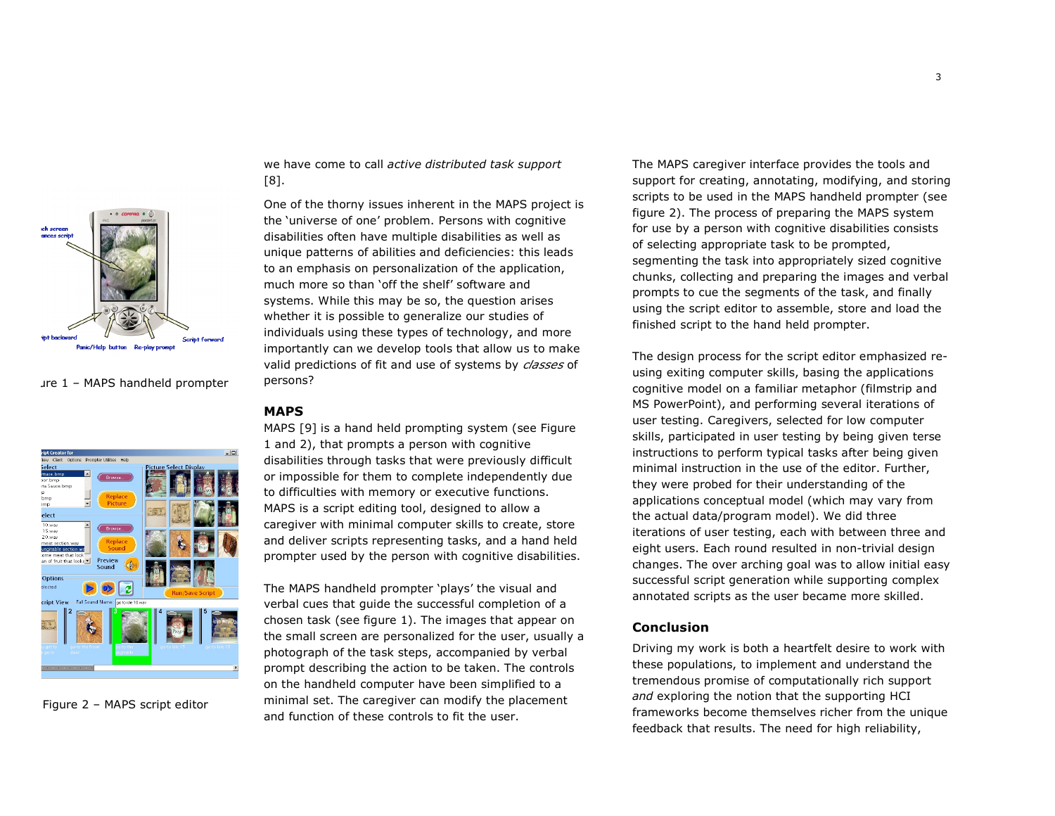Figure 1 – MAPS handheld prompter

Figure 2 – MAPS script editor

we have come to call *active distributed task support* [8].

One of the thorny issues inherent in the MAPS project is the 'universe of one' problem. Persons with cognitive disabilities often have multiple disabilities as well as unique patterns of abilities and deficiencies: this leads to an emphasis on personalization of the application, much more so than 'off the shelf' software and systems. While this may be so, the question arises whether it is possible to generalize our studies of individuals using these types of technology, and more importantly can we develop tools that allow us to make valid predictions of fit and use of systems by *classes* of persons?

## MAPS

MAPS [9] is a hand held prompting system (see Figure 1 and 2), that prompts a person with cognitive disabilities through tasks that were previously difficult or impossible for them to complete independently due to difficulties with memory or executive functions. MAPS is a script editing tool, designed to allow a caregiver with minimal computer skills to create, store and deliver scripts representing tasks, and a hand held prompter used by the person with cognitive disabilities.

The MAPS handheld prompter 'plays' the visual and verbal cues that guide the successful completion of a chosen task (see figure 1). The images that appear on the small screen are personalized for the user, usually a photograph of the task steps, accompanied by verbal prompt describing the action to be taken. The controls on the handheld computer have been simplified to a minimal set. The caregiver can modify the placement and function of these controls to fit the user.

The MAPS caregiver interface provides the tools and support for creating, annotating, modifying, and storing scripts to be used in the MAPS handheld prompter (see figure 2). The process of preparing the MAPS system for use by a person with cognitive disabilities consists of selecting appropriate task to be prompted, segmenting the task into appropriately sized cognitive chunks, collecting and preparing the images and verbal prompts to cue the segments of the task, and finally using the script editor to assemble, store and load the finished script to the hand held prompter.

The design process for the script editor emphasized re-using exiting computer skills, basing the applications cognitive model on a familiar metaphor (filmstrip and MS PowerPoint), and performing several iterations of user testing. Caregivers, selected for low computer skills, participated in user testing by being given terse instructions to perform typical tasks after being given minimal instruction in the use of the editor. Further, they were probed for their understanding of the applications conceptual model (which may vary from the actual data/program model). We did three iterations of user testing, each with between three and eight users. Each round resulted in non-trivial design changes. The over arching goal was to allow initial easy successful script generation while supporting complex annotated scripts as the user became more skilled.

## Conclusion

Driving my work is both a heartfelt desire to work with these populations, to implement and understand the tremendous promise of computationally rich support *and* exploring the notion that the supporting HCI frameworks become themselves richer from the unique feedback that results. The need for high reliability,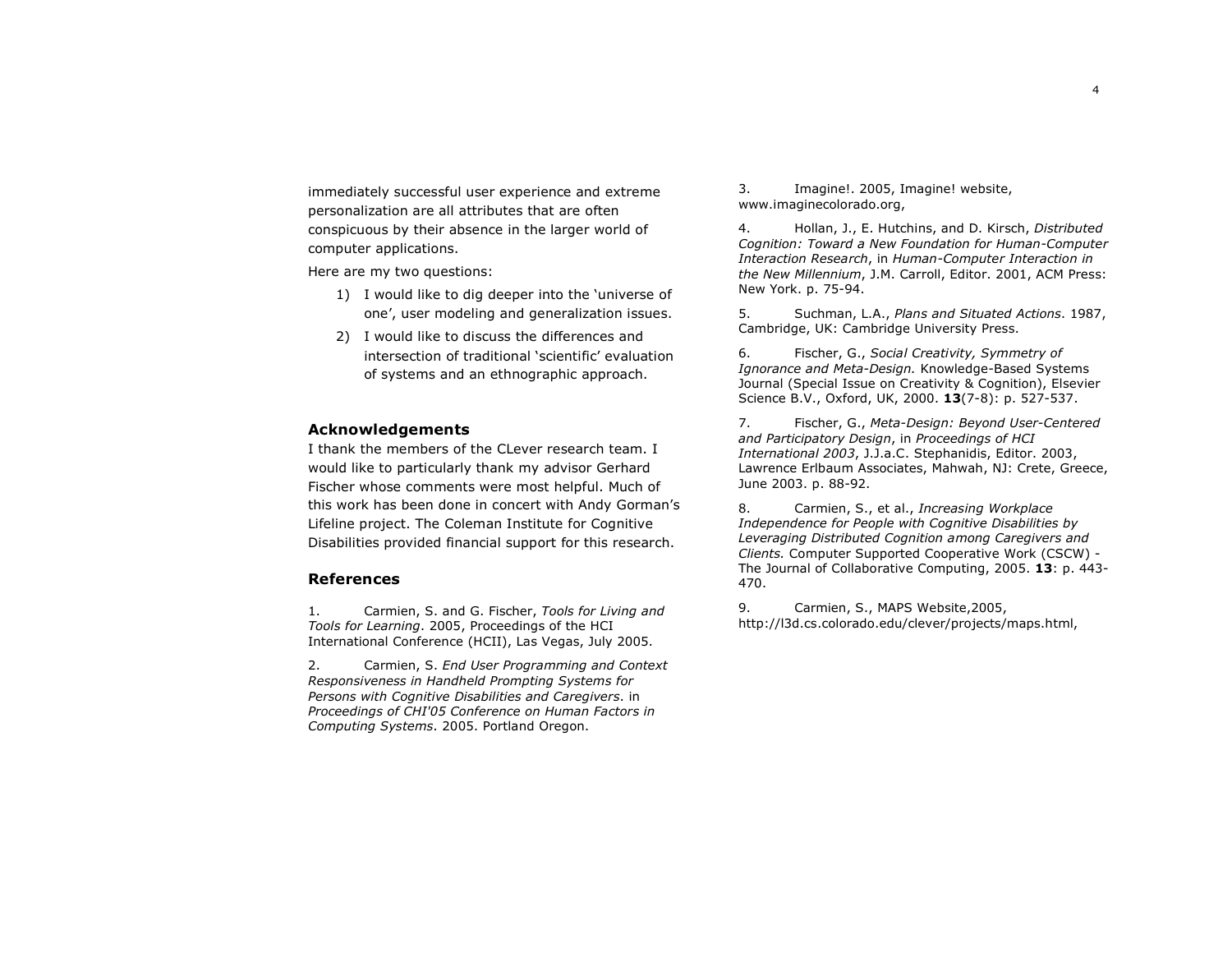immediately successful user experience and extreme personalization are all attributes that are often conspicuous by their absence in the larger world of computer applications.

Here are my two questions:

1) I would like to dig deeper into the 'universe of one', user modeling and generalization issues.
2) I would like to discuss the differences and intersection of traditional 'scientific' evaluation of systems and an ethnographic approach.

## Acknowledgements

I thank the members of the CLever research team. I would like to particularly thank my advisor Gerhard Fischer whose comments were most helpful. Much of this work has been done in concert with Andy Gorman's Lifeline project. The Coleman Institute for Cognitive Disabilities provided financial support for this research.

## References

1. Carmien, S. and G. Fischer, *Tools for Living and Tools for Learning*. 2005, Proceedings of the HCI International Conference (HCII), Las Vegas, July 2005.

2. Carmien, S. *End User Programming and Context Responsiveness in Handheld Prompting Systems for Persons with Cognitive Disabilities and Caregivers*. in *Proceedings of CHI'05 Conference on Human Factors in Computing Systems*. 2005. Portland Oregon.

3. Imagine!. 2005, Imagine! website, www.imaginecolorado.org,

4. Hollan, J., E. Hutchins, and D. Kirsch, *Distributed Cognition: Toward a New Foundation for Human-Computer Interaction Research*, in *Human-Computer Interaction in the New Millennium*, J.M. Carroll, Editor. 2001, ACM Press: New York. p. 75-94.

5. Suchman, L.A., *Plans and Situated Actions*. 1987, Cambridge, UK: Cambridge University Press.

6. Fischer, G., *Social Creativity, Symmetry of Ignorance and Meta-Design.* Knowledge-Based Systems Journal (Special Issue on Creativity & Cognition), Elsevier Science B.V., Oxford, UK, 2000. **13**(7-8): p. 527-537.

7. Fischer, G., *Meta-Design: Beyond User-Centered and Participatory Design*, in *Proceedings of HCI International 2003*, J.J.a.C. Stephanidis, Editor. 2003, Lawrence Erlbaum Associates, Mahwah, NJ: Crete, Greece, June 2003. p. 88-92.

8. Carmien, S., et al., *Increasing Workplace Independence for People with Cognitive Disabilities by Leveraging Distributed Cognition among Caregivers and Clients.* Computer Supported Cooperative Work (CSCW) - The Journal of Collaborative Computing, 2005. **13**: p. 443-470.

9. Carmien, S., MAPS Website,2005, http://l3d.cs.colorado.edu/clever/projects/maps.html,